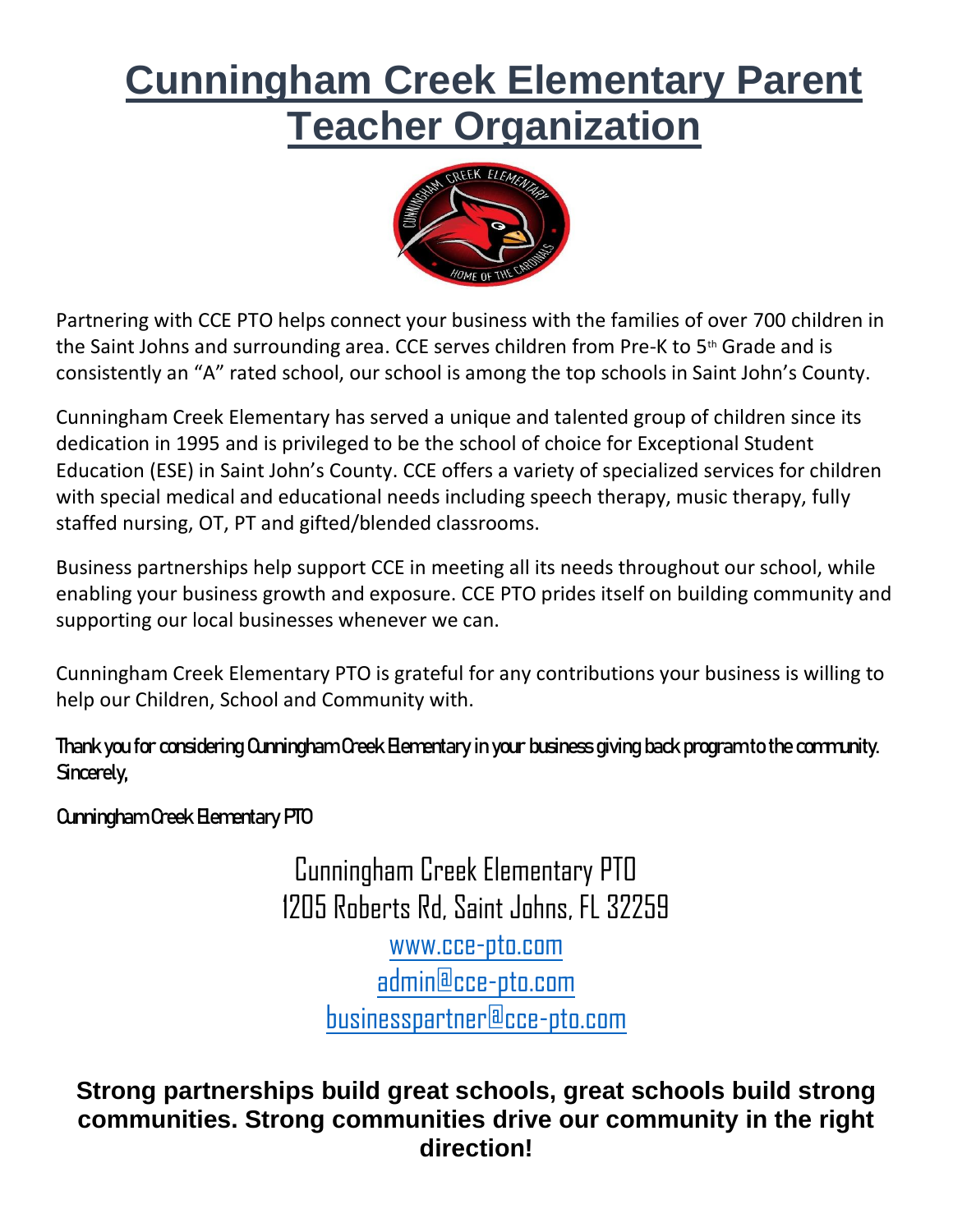# Cunningham Creek Elementary Parent Teacher Organization

Partnering with CCE PTO helps connect your business with the families of over 700 children in the Saint Johns and surrounding area. CCE serves children from Pre-K to 5th Grade and is consistently an "A" rated school, our school is among the top schools in Saint John's County.

Cunningham Creek Elementary has served a unique and talented group of children since its dedication in 1995 and is privileged to be the school of choice for Exceptional Student Education (ESE) in Saint John's County. CCE offers a variety of specialized services for children with special medical and educational needs including speech therapy, music therapy, fully staffed nursing, OT, PT and gifted/blended classrooms.

Business partnerships help support CCE in meeting all its needs throughout our school, while enabling your business growth and exposure. CCE PTO prides itself on building community and supporting our local businesses whenever we can.

Cunningham Creek Elementary PTO is grateful for any contributions your business is willing to help our Children, School and Community with.

**Thank you for considering Cunningham Creek Elementary in your business giving back program to the community. Sincerely,**

**Cunningham Creek Elementary PTO**

Cunningham Creek Elementary PTO
1205 Roberts Rd, Saint Johns, FL 32259

www.cce-pto.com
admin@cce-pto.com
businesspartner@cce-pto.com

**Strong partnerships build great schools, great schools build strong communities. Strong communities drive our community in the right direction!**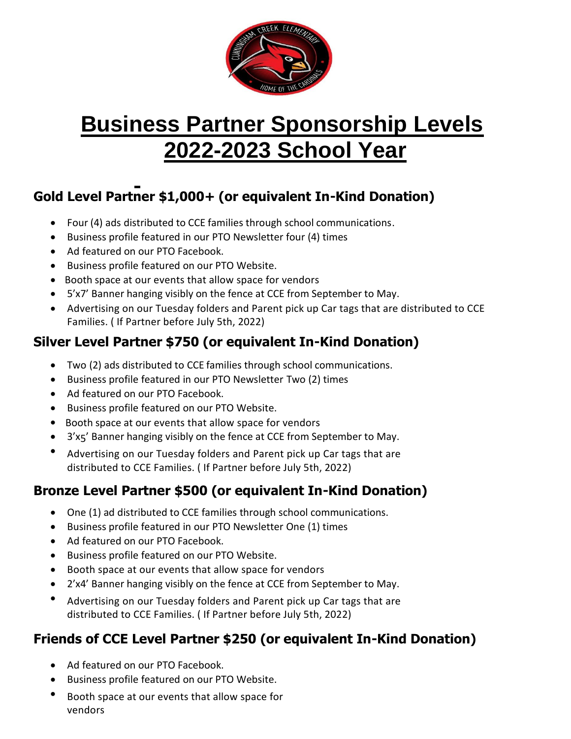# Business Partner Sponsorship Levels 2022-2023 School Year

## Gold Level Partner $1,000+ (or equivalent In-Kind Donation)

- Four (4) ads distributed to CCE families through school communications.
- Business profile featured in our PTO Newsletter four (4) times
- Ad featured on our PTO Facebook.
- Business profile featured on our PTO Website.
- Booth space at our events that allow space for vendors
- 5'x7' Banner hanging visibly on the fence at CCE from September to May.
- Advertising on our Tuesday folders and Parent pick up Car tags that are distributed to CCE Families. ( If Partner before July 5th, 2022)

## Silver Level Partner $750 (or equivalent In-Kind Donation)

- Two (2) ads distributed to CCE families through school communications.
- Business profile featured in our PTO Newsletter Two (2) times
- Ad featured on our PTO Facebook.
- Business profile featured on our PTO Website.
- Booth space at our events that allow space for vendors
- 3'x5' Banner hanging visibly on the fence at CCE from September to May.
- Advertising on our Tuesday folders and Parent pick up Car tags that are distributed to CCE Families. ( If Partner before July 5th, 2022)

## Bronze Level Partner $500 (or equivalent In-Kind Donation)

- One (1) ad distributed to CCE families through school communications.
- Business profile featured in our PTO Newsletter One (1) times
- Ad featured on our PTO Facebook.
- Business profile featured on our PTO Website.
- Booth space at our events that allow space for vendors
- 2'x4' Banner hanging visibly on the fence at CCE from September to May.
- Advertising on our Tuesday folders and Parent pick up Car tags that are distributed to CCE Families. ( If Partner before July 5th, 2022)

## Friends of CCE Level Partner $250 (or equivalent In-Kind Donation)

- Ad featured on our PTO Facebook.
- Business profile featured on our PTO Website.
- Booth space at our events that allow space for vendors